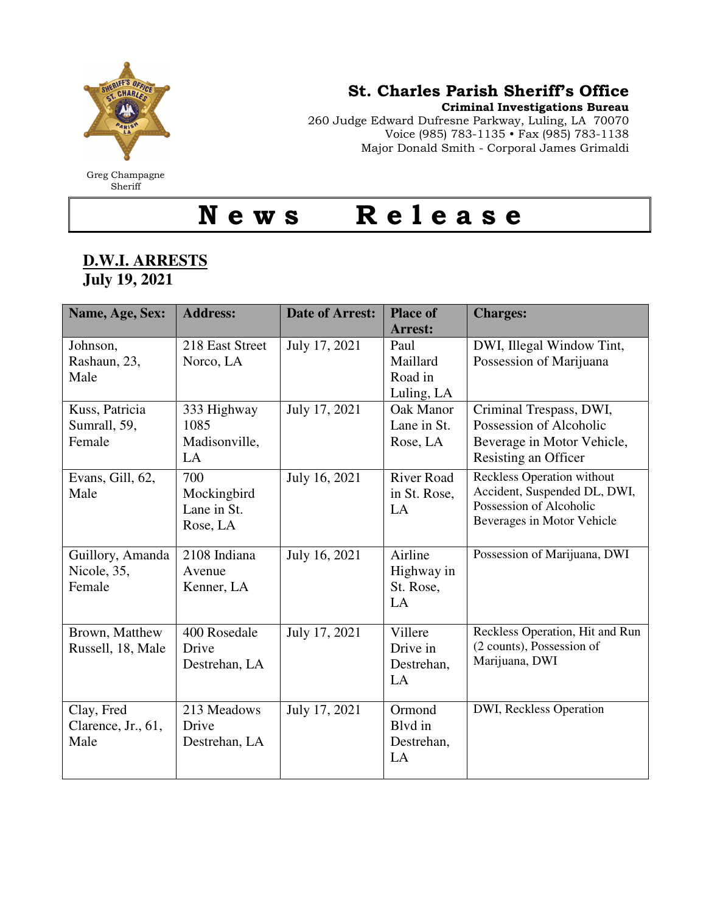Greg Champagne
Sheriff

**St. Charles Parish Sheriff's Office**
**Criminal Investigations Bureau**
260 Judge Edward Dufresne Parkway, Luling, LA 70070
Voice (985) 783-1135 • Fax (985) 783-1138
Major Donald Smith - Corporal James Grimaldi

# News Release

## D.W.I. ARRESTS
**July 19, 2021**

| Name, Age, Sex: | Address: | Date of Arrest: | Place of Arrest: | Charges: |
|---|---|---|---|---|
| Johnson, Rashaun, 23, Male | 218 East Street Norco, LA | July 17, 2021 | Paul Maillard Road in Luling, LA | DWI, Illegal Window Tint, Possession of Marijuana |
| Kuss, Patricia Sumrall, 59, Female | 333 Highway 1085 Madisonville, LA | July 17, 2021 | Oak Manor Lane in St. Rose, LA | Criminal Trespass, DWI, Possession of Alcoholic Beverage in Motor Vehicle, Resisting an Officer |
| Evans, Gill, 62, Male | 700 Mockingbird Lane in St. Rose, LA | July 16, 2021 | River Road in St. Rose, LA | Reckless Operation without Accident, Suspended DL, DWI, Possession of Alcoholic Beverages in Motor Vehicle |
| Guillory, Amanda Nicole, 35, Female | 2108 Indiana Avenue Kenner, LA | July 16, 2021 | Airline Highway in St. Rose, LA | Possession of Marijuana, DWI |
| Brown, Matthew Russell, 18, Male | 400 Rosedale Drive Destrehan, LA | July 17, 2021 | Villere Drive in Destrehan, LA | Reckless Operation, Hit and Run (2 counts), Possession of Marijuana, DWI |
| Clay, Fred Clarence, Jr., 61, Male | 213 Meadows Drive Destrehan, LA | July 17, 2021 | Ormond Blvd in Destrehan, LA | DWI, Reckless Operation |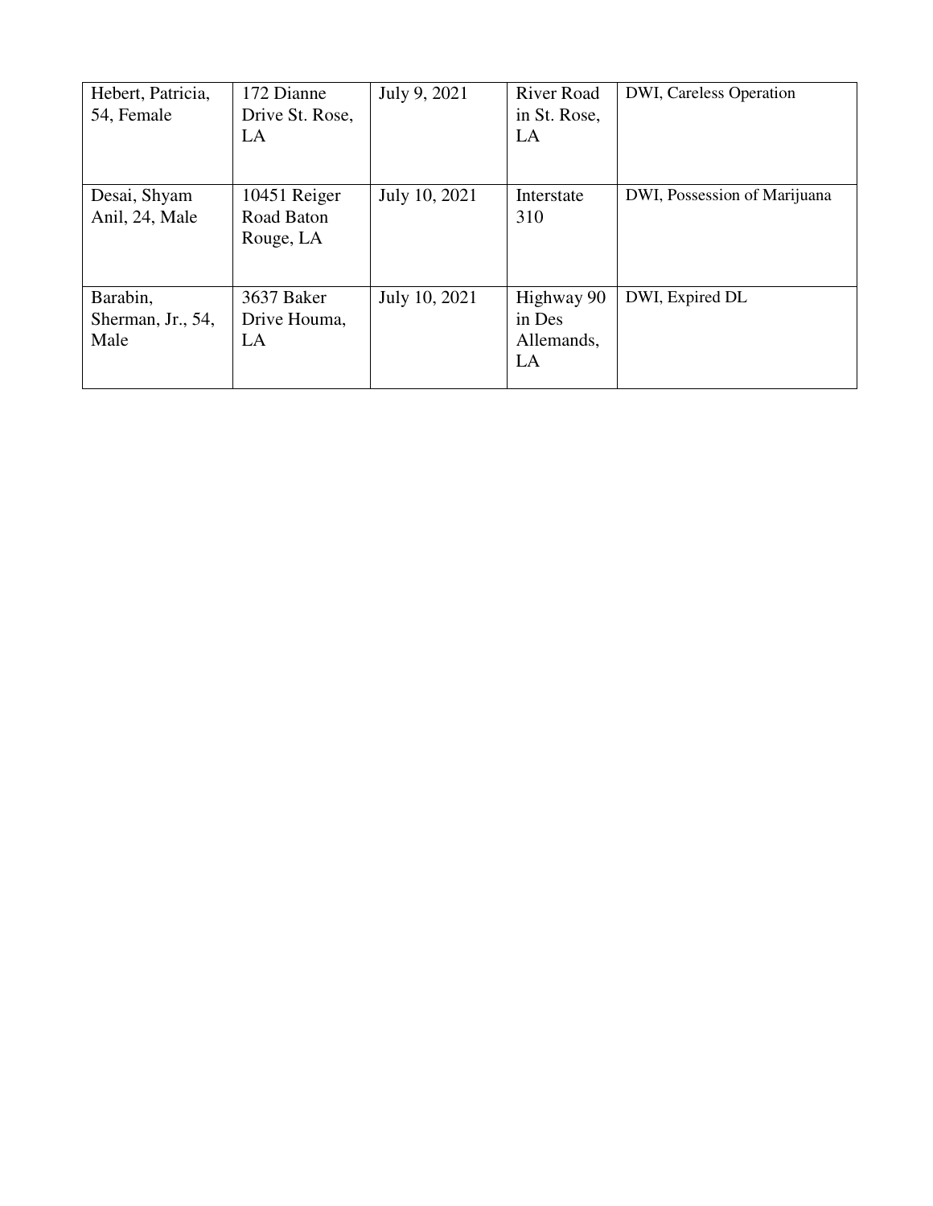| | | | | |
|---|---|---|---|---|
| Hebert, Patricia, 54, Female | 172 Dianne Drive St. Rose, LA | July 9, 2021 | River Road in St. Rose, LA | DWI, Careless Operation |
| Desai, Shyam Anil, 24, Male | 10451 Reiger Road Baton Rouge, LA | July 10, 2021 | Interstate 310 | DWI, Possession of Marijuana |
| Barabin, Sherman, Jr., 54, Male | 3637 Baker Drive Houma, LA | July 10, 2021 | Highway 90 in Des Allemands, LA | DWI, Expired DL |